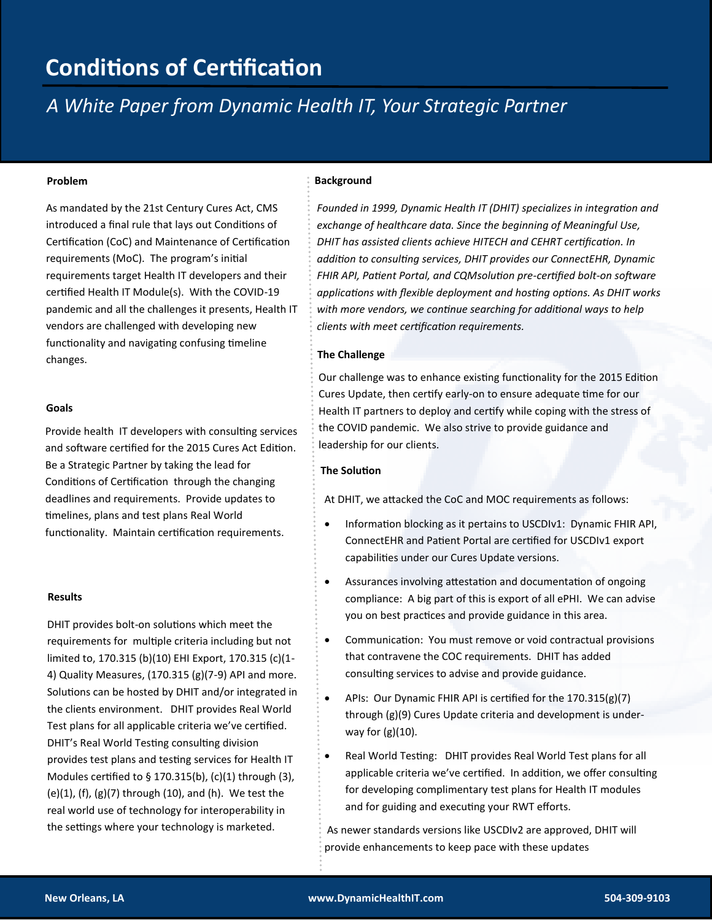# Conditions of Certification

*A White Paper from Dynamic Health IT, Your Strategic Partner*

**Problem**

As mandated by the 21st Century Cures Act, CMS introduced a final rule that lays out Conditions of Certification (CoC) and Maintenance of Certification requirements (MoC). The program's initial requirements target Health IT developers and their certified Health IT Module(s). With the COVID-19 pandemic and all the challenges it presents, Health IT vendors are challenged with developing new functionality and navigating confusing timeline changes.

**Goals**

Provide health IT developers with consulting services and software certified for the 2015 Cures Act Edition. Be a Strategic Partner by taking the lead for Conditions of Certification through the changing deadlines and requirements. Provide updates to timelines, plans and test plans Real World functionality. Maintain certification requirements.

**Results**

DHIT provides bolt-on solutions which meet the requirements for multiple criteria including but not limited to, 170.315 (b)(10) EHI Export, 170.315 (c)(1-4) Quality Measures, (170.315 (g)(7-9) API and more. Solutions can be hosted by DHIT and/or integrated in the clients environment. DHIT provides Real World Test plans for all applicable criteria we've certified. DHIT's Real World Testing consulting division provides test plans and testing services for Health IT Modules certified to § 170.315(b), (c)(1) through (3), (e)(1), (f), (g)(7) through (10), and (h). We test the real world use of technology for interoperability in the settings where your technology is marketed.

**Background**

*Founded in 1999, Dynamic Health IT (DHIT) specializes in integration and exchange of healthcare data. Since the beginning of Meaningful Use, DHIT has assisted clients achieve HITECH and CEHRT certification. In addition to consulting services, DHIT provides our ConnectEHR, Dynamic FHIR API, Patient Portal, and CQMsolution pre-certified bolt-on software applications with flexible deployment and hosting options. As DHIT works with more vendors, we continue searching for additional ways to help clients with meet certification requirements.*

**The Challenge**

Our challenge was to enhance existing functionality for the 2015 Edition Cures Update, then certify early-on to ensure adequate time for our Health IT partners to deploy and certify while coping with the stress of the COVID pandemic. We also strive to provide guidance and leadership for our clients.

**The Solution**

At DHIT, we attacked the CoC and MOC requirements as follows:

- Information blocking as it pertains to USCDIv1: Dynamic FHIR API, ConnectEHR and Patient Portal are certified for USCDIv1 export capabilities under our Cures Update versions.
- Assurances involving attestation and documentation of ongoing compliance: A big part of this is export of all ePHI. We can advise you on best practices and provide guidance in this area.
- Communication: You must remove or void contractual provisions that contravene the COC requirements. DHIT has added consulting services to advise and provide guidance.
- APIs: Our Dynamic FHIR API is certified for the 170.315(g)(7) through (g)(9) Cures Update criteria and development is under-way for (g)(10).
- Real World Testing: DHIT provides Real World Test plans for all applicable criteria we've certified. In addition, we offer consulting for developing complimentary test plans for Health IT modules and for guiding and executing your RWT efforts.

As newer standards versions like USCDIv2 are approved, DHIT will provide enhancements to keep pace with these updates

**New Orleans, LA** | **www.DynamicHealthIT.com** | **504-309-9103**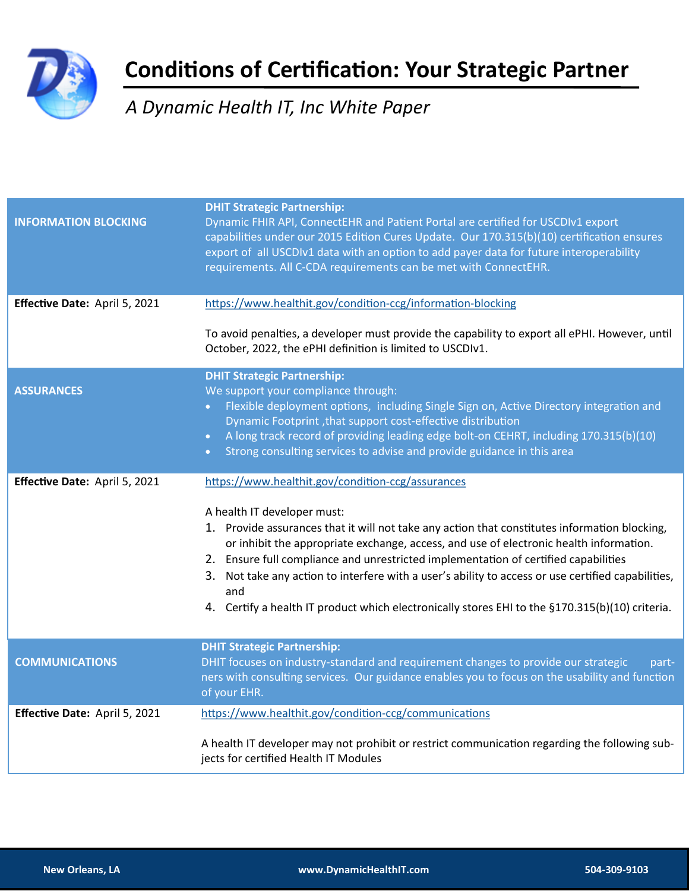# Conditions of Certification: Your Strategic Partner

*A Dynamic Health IT, Inc White Paper*

| **INFORMATION BLOCKING** | **DHIT Strategic Partnership:** Dynamic FHIR API, ConnectEHR and Patient Portal are certified for USCDIv1 export capabilities under our 2015 Edition Cures Update. Our 170.315(b)(10) certification ensures export of all USCDIv1 data with an option to add payer data for future interoperability requirements. All C-CDA requirements can be met with ConnectEHR. |
|---|---|
| **Effective Date:** April 5, 2021 | https://www.healthit.gov/condition-ccg/information-blocking<br><br>To avoid penalties, a developer must provide the capability to export all ePHI. However, until October, 2022, the ePHI definition is limited to USCDIv1. |
| **ASSURANCES** | **DHIT Strategic Partnership:** We support your compliance through:<br>• Flexible deployment options, including Single Sign on, Active Directory integration and Dynamic Footprint ,that support cost-effective distribution<br>• A long track record of providing leading edge bolt-on CEHRT, including 170.315(b)(10)<br>• Strong consulting services to advise and provide guidance in this area |
| **Effective Date:** April 5, 2021 | https://www.healthit.gov/condition-ccg/assurances<br><br>A health IT developer must:<br>1. Provide assurances that it will not take any action that constitutes information blocking, or inhibit the appropriate exchange, access, and use of electronic health information.<br>2. Ensure full compliance and unrestricted implementation of certified capabilities<br>3. Not take any action to interfere with a user's ability to access or use certified capabilities, and<br>4. Certify a health IT product which electronically stores EHI to the §170.315(b)(10) criteria. |
| **COMMUNICATIONS** | **DHIT Strategic Partnership:** DHIT focuses on industry-standard and requirement changes to provide our strategic partners with consulting services. Our guidance enables you to focus on the usability and function of your EHR. |
| **Effective Date:** April 5, 2021 | https://www.healthit.gov/condition-ccg/communications<br><br>A health IT developer may not prohibit or restrict communication regarding the following subjects for certified Health IT Modules |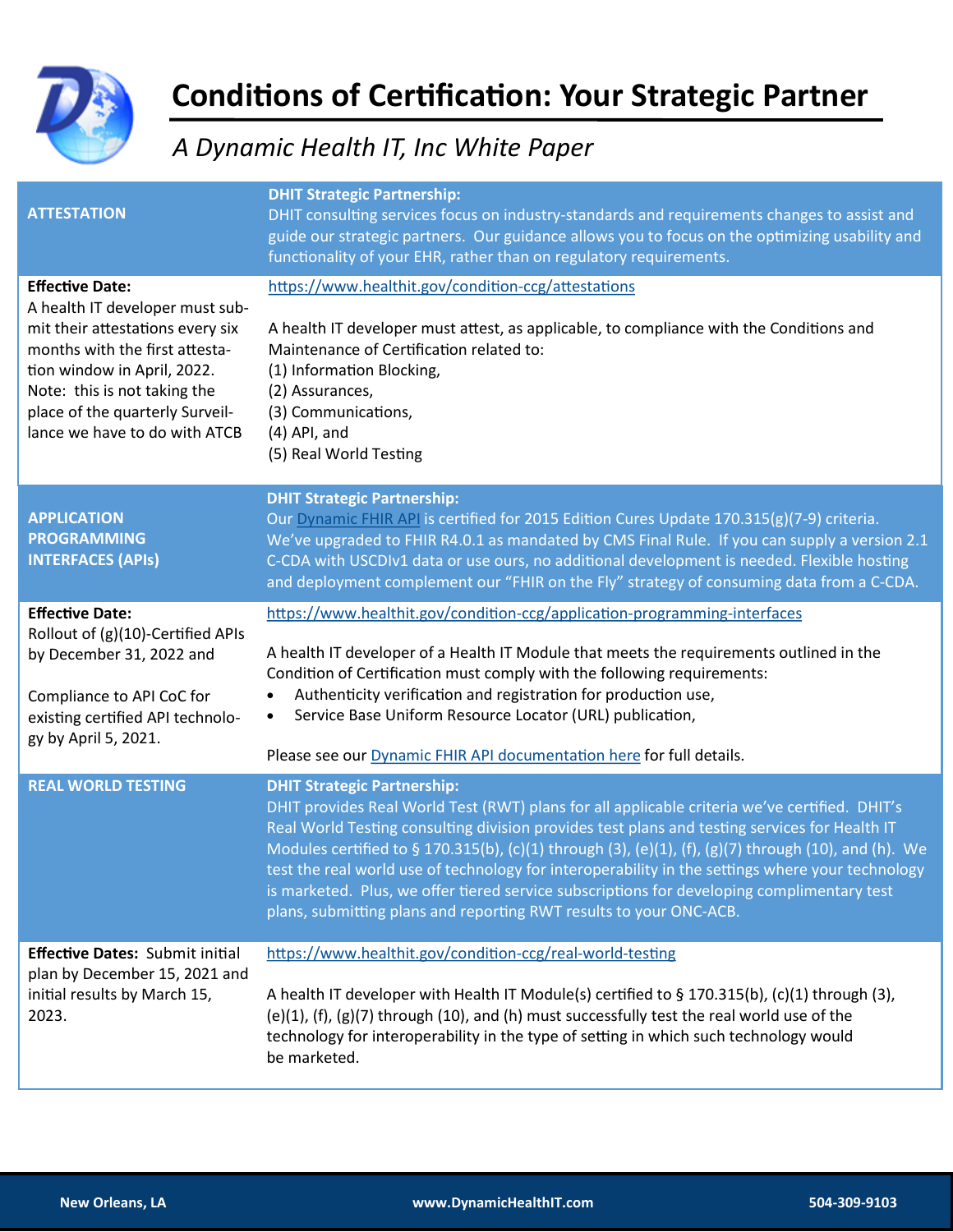# Conditions of Certification: Your Strategic Partner

## *A Dynamic Health IT, Inc White Paper*

| | |
|---|---|
| **ATTESTATION** | **DHIT Strategic Partnership:**<br>DHIT consulting services focus on industry-standards and requirements changes to assist and guide our strategic partners. Our guidance allows you to focus on the optimizing usability and functionality of your EHR, rather than on regulatory requirements. |
| **Effective Date:**<br>A health IT developer must submit their attestations every six months with the first attestation window in April, 2022. Note: this is not taking the place of the quarterly Surveillance we have to do with ATCB | https://www.healthit.gov/condition-ccg/attestations<br><br>A health IT developer must attest, as applicable, to compliance with the Conditions and Maintenance of Certification related to:<br>(1) Information Blocking,<br>(2) Assurances,<br>(3) Communications,<br>(4) API, and<br>(5) Real World Testing |
| **APPLICATION PROGRAMMING INTERFACES (APIs)** | **DHIT Strategic Partnership:**<br>Our Dynamic FHIR API is certified for 2015 Edition Cures Update 170.315(g)(7-9) criteria. We've upgraded to FHIR R4.0.1 as mandated by CMS Final Rule. If you can supply a version 2.1 C-CDA with USCDIv1 data or use ours, no additional development is needed. Flexible hosting and deployment complement our "FHIR on the Fly" strategy of consuming data from a C-CDA. |
| **Effective Date:**<br>Rollout of (g)(10)-Certified APIs by December 31, 2022 and<br><br>Compliance to API CoC for existing certified API technology by April 5, 2021. | https://www.healthit.gov/condition-ccg/application-programming-interfaces<br><br>A health IT developer of a Health IT Module that meets the requirements outlined in the Condition of Certification must comply with the following requirements:<br>• Authenticity verification and registration for production use,<br>• Service Base Uniform Resource Locator (URL) publication,<br><br>Please see our Dynamic FHIR API documentation here for full details. |
| **REAL WORLD TESTING** | **DHIT Strategic Partnership:**<br>DHIT provides Real World Test (RWT) plans for all applicable criteria we've certified. DHIT's Real World Testing consulting division provides test plans and testing services for Health IT Modules certified to § 170.315(b), (c)(1) through (3), (e)(1), (f), (g)(7) through (10), and (h). We test the real world use of technology for interoperability in the settings where your technology is marketed. Plus, we offer tiered service subscriptions for developing complimentary test plans, submitting plans and reporting RWT results to your ONC-ACB. |
| **Effective Dates:** Submit initial plan by December 15, 2021 and initial results by March 15, 2023. | https://www.healthit.gov/condition-ccg/real-world-testing<br><br>A health IT developer with Health IT Module(s) certified to § 170.315(b), (c)(1) through (3), (e)(1), (f), (g)(7) through (10), and (h) must successfully test the real world use of the technology for interoperability in the type of setting in which such technology would be marketed. |

New Orleans, LA | www.DynamicHealthIT.com | 504-309-9103